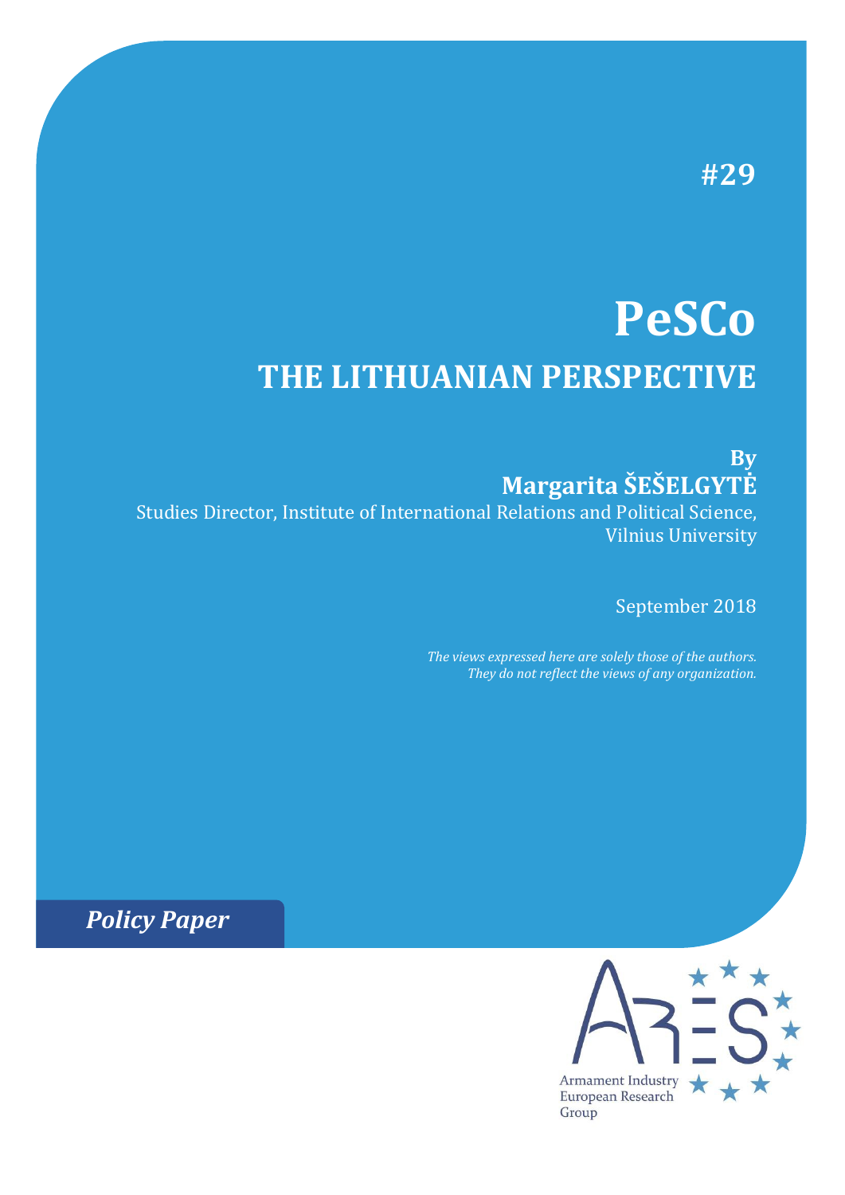#29

# PeSCo

## THE LITHUANIAN PERSPECTIVE

**By**
**Margarita ŠEŠELGYTĖ**

Studies Director, Institute of International Relations and Political Science, Vilnius University

September 2018

*The views expressed here are solely those of the authors. They do not reflect the views of any organization.*

***Policy Paper***

Armament Industry European Research Group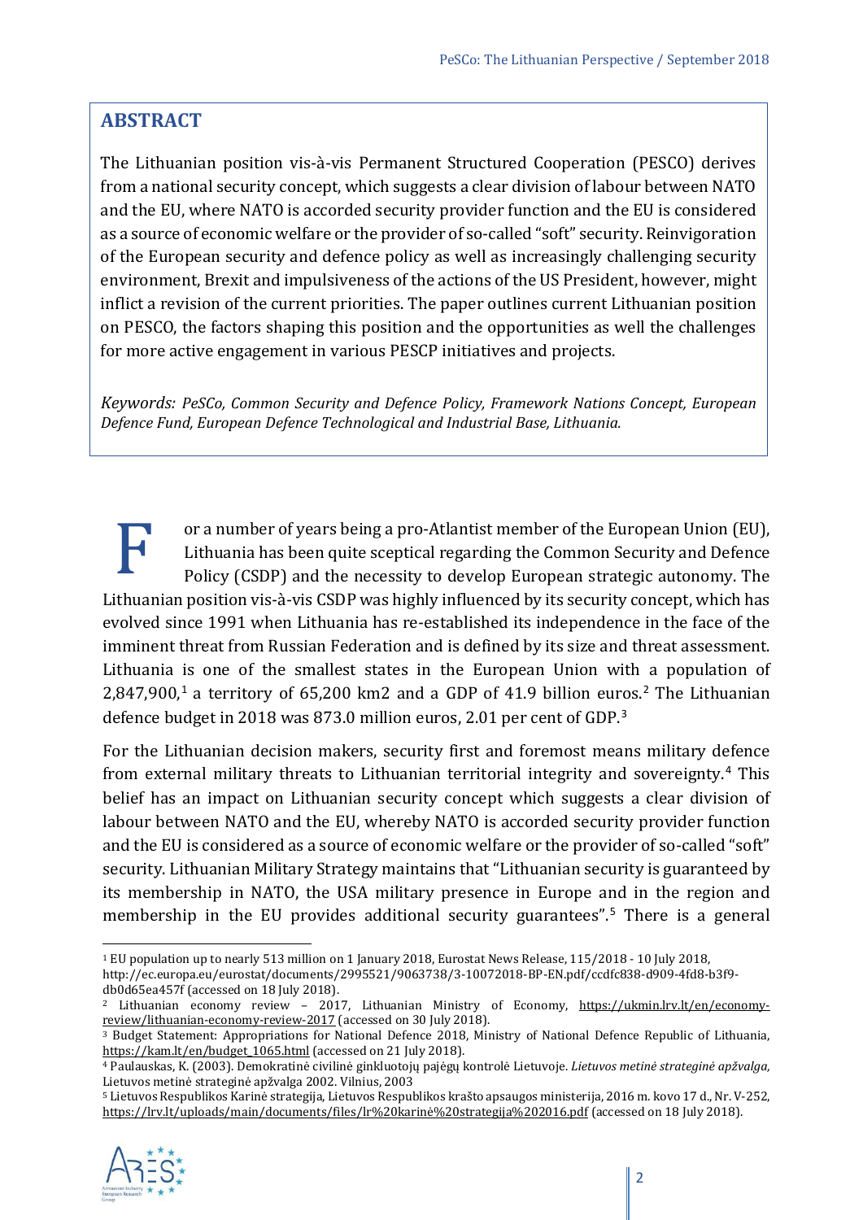## ABSTRACT

The Lithuanian position vis-à-vis Permanent Structured Cooperation (PESCO) derives from a national security concept, which suggests a clear division of labour between NATO and the EU, where NATO is accorded security provider function and the EU is considered as a source of economic welfare or the provider of so-called "soft" security. Reinvigoration of the European security and defence policy as well as increasingly challenging security environment, Brexit and impulsiveness of the actions of the US President, however, might inflict a revision of the current priorities. The paper outlines current Lithuanian position on PESCO, the factors shaping this position and the opportunities as well the challenges for more active engagement in various PESCP initiatives and projects.

*Keywords: PeSCo, Common Security and Defence Policy, Framework Nations Concept, European Defence Fund, European Defence Technological and Industrial Base, Lithuania.*

For a number of years being a pro-Atlantist member of the European Union (EU), Lithuania has been quite sceptical regarding the Common Security and Defence Policy (CSDP) and the necessity to develop European strategic autonomy. The Lithuanian position vis-à-vis CSDP was highly influenced by its security concept, which has evolved since 1991 when Lithuania has re-established its independence in the face of the imminent threat from Russian Federation and is defined by its size and threat assessment. Lithuania is one of the smallest states in the European Union with a population of 2,847,900,[1] a territory of 65,200 km2 and a GDP of 41.9 billion euros.[2] The Lithuanian defence budget in 2018 was 873.0 million euros, 2.01 per cent of GDP.[3]

For the Lithuanian decision makers, security first and foremost means military defence from external military threats to Lithuanian territorial integrity and sovereignty.[4] This belief has an impact on Lithuanian security concept which suggests a clear division of labour between NATO and the EU, whereby NATO is accorded security provider function and the EU is considered as a source of economic welfare or the provider of so-called "soft" security. Lithuanian Military Strategy maintains that "Lithuanian security is guaranteed by its membership in NATO, the USA military presence in Europe and in the region and membership in the EU provides additional security guarantees".[5] There is a general

---

[1] EU population up to nearly 513 million on 1 January 2018, Eurostat News Release, 115/2018 - 10 July 2018, http://ec.europa.eu/eurostat/documents/2995521/9063738/3-10072018-BP-EN.pdf/ccdfc838-d909-4fd8-b3f9-db0d65ea457f (accessed on 18 July 2018).

[2] Lithuanian economy review – 2017, Lithuanian Ministry of Economy, https://ukmin.lrv.lt/en/economy-review/lithuanian-economy-review-2017 (accessed on 30 July 2018).

[3] Budget Statement: Appropriations for National Defence 2018, Ministry of National Defence Republic of Lithuania, https://kam.lt/en/budget_1065.html (accessed on 21 July 2018).

[4] Paulauskas, K. (2003). Demokratinė civilinė ginkluotojų pajėgų kontrolė Lietuvoje. *Lietuvos metinė strateginė apžvalga,* Lietuvos metinė strateginė apžvalga 2002. Vilnius, 2003

[5] Lietuvos Respublikos Karinė strategija, Lietuvos Respublikos krašto apsaugos ministerija, 2016 m. kovo 17 d., Nr. V-252, https://lrv.lt/uploads/main/documents/files/lr%20karinė%20strategija%202016.pdf (accessed on 18 July 2018).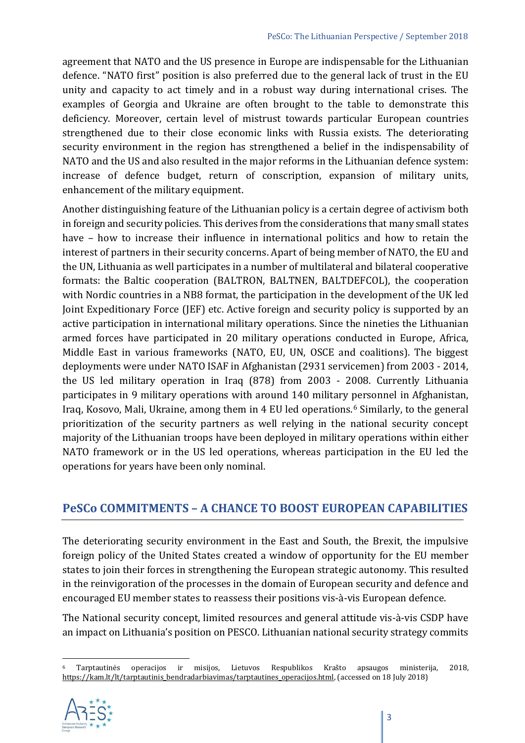agreement that NATO and the US presence in Europe are indispensable for the Lithuanian defence. "NATO first" position is also preferred due to the general lack of trust in the EU unity and capacity to act timely and in a robust way during international crises. The examples of Georgia and Ukraine are often brought to the table to demonstrate this deficiency. Moreover, certain level of mistrust towards particular European countries strengthened due to their close economic links with Russia exists. The deteriorating security environment in the region has strengthened a belief in the indispensability of NATO and the US and also resulted in the major reforms in the Lithuanian defence system: increase of defence budget, return of conscription, expansion of military units, enhancement of the military equipment.

Another distinguishing feature of the Lithuanian policy is a certain degree of activism both in foreign and security policies. This derives from the considerations that many small states have – how to increase their influence in international politics and how to retain the interest of partners in their security concerns. Apart of being member of NATO, the EU and the UN, Lithuania as well participates in a number of multilateral and bilateral cooperative formats: the Baltic cooperation (BALTRON, BALTNEN, BALTDEFCOL), the cooperation with Nordic countries in a NB8 format, the participation in the development of the UK led Joint Expeditionary Force (JEF) etc. Active foreign and security policy is supported by an active participation in international military operations. Since the nineties the Lithuanian armed forces have participated in 20 military operations conducted in Europe, Africa, Middle East in various frameworks (NATO, EU, UN, OSCE and coalitions). The biggest deployments were under NATO ISAF in Afghanistan (2931 servicemen) from 2003 - 2014, the US led military operation in Iraq (878) from 2003 - 2008. Currently Lithuania participates in 9 military operations with around 140 military personnel in Afghanistan, Iraq, Kosovo, Mali, Ukraine, among them in 4 EU led operations.[6] Similarly, to the general prioritization of the security partners as well relying in the national security concept majority of the Lithuanian troops have been deployed in military operations within either NATO framework or in the US led operations, whereas participation in the EU led the operations for years have been only nominal.

## PeSCo COMMITMENTS – A CHANCE TO BOOST EUROPEAN CAPABILITIES

The deteriorating security environment in the East and South, the Brexit, the impulsive foreign policy of the United States created a window of opportunity for the EU member states to join their forces in strengthening the European strategic autonomy. This resulted in the reinvigoration of the processes in the domain of European security and defence and encouraged EU member states to reassess their positions vis-à-vis European defence.

The National security concept, limited resources and general attitude vis-à-vis CSDP have an impact on Lithuania's position on PESCO. Lithuanian national security strategy commits

---

[6] Tarptautinės operacijos ir misijos, Lietuvos Respublikos Krašto apsaugos ministerija, 2018, https://kam.lt/lt/tarptautinis_bendradarbiavimas/tarptautines_operacijos.html, (accessed on 18 July 2018)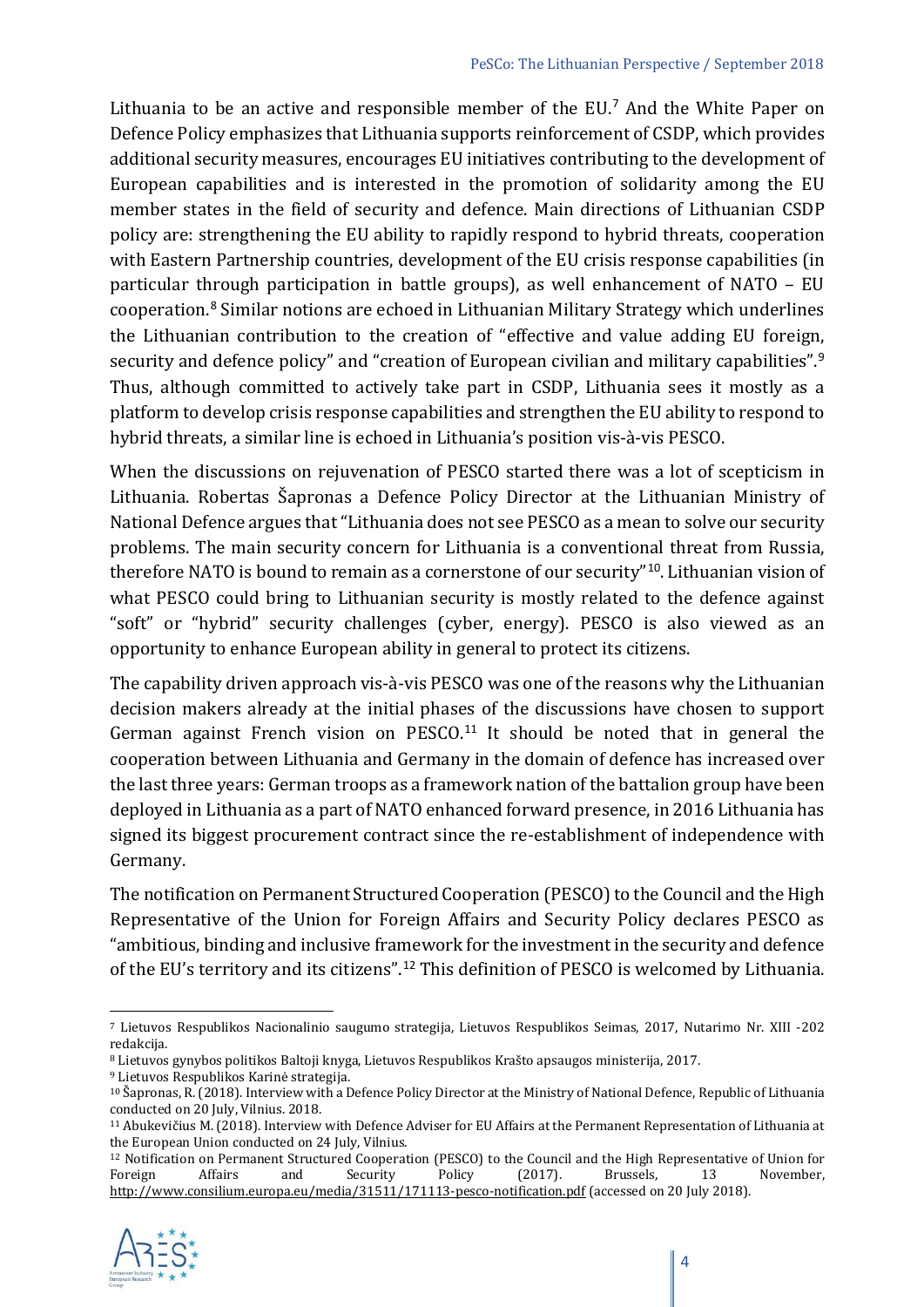Lithuania to be an active and responsible member of the EU.[7] And the White Paper on Defence Policy emphasizes that Lithuania supports reinforcement of CSDP, which provides additional security measures, encourages EU initiatives contributing to the development of European capabilities and is interested in the promotion of solidarity among the EU member states in the field of security and defence. Main directions of Lithuanian CSDP policy are: strengthening the EU ability to rapidly respond to hybrid threats, cooperation with Eastern Partnership countries, development of the EU crisis response capabilities (in particular through participation in battle groups), as well enhancement of NATO – EU cooperation.[8] Similar notions are echoed in Lithuanian Military Strategy which underlines the Lithuanian contribution to the creation of "effective and value adding EU foreign, security and defence policy" and "creation of European civilian and military capabilities".[9] Thus, although committed to actively take part in CSDP, Lithuania sees it mostly as a platform to develop crisis response capabilities and strengthen the EU ability to respond to hybrid threats, a similar line is echoed in Lithuania's position vis-à-vis PESCO.

When the discussions on rejuvenation of PESCO started there was a lot of scepticism in Lithuania. Robertas Šapronas a Defence Policy Director at the Lithuanian Ministry of National Defence argues that "Lithuania does not see PESCO as a mean to solve our security problems. The main security concern for Lithuania is a conventional threat from Russia, therefore NATO is bound to remain as a cornerstone of our security"[10]. Lithuanian vision of what PESCO could bring to Lithuanian security is mostly related to the defence against "soft" or "hybrid" security challenges (cyber, energy). PESCO is also viewed as an opportunity to enhance European ability in general to protect its citizens.

The capability driven approach vis-à-vis PESCO was one of the reasons why the Lithuanian decision makers already at the initial phases of the discussions have chosen to support German against French vision on PESCO.[11] It should be noted that in general the cooperation between Lithuania and Germany in the domain of defence has increased over the last three years: German troops as a framework nation of the battalion group have been deployed in Lithuania as a part of NATO enhanced forward presence, in 2016 Lithuania has signed its biggest procurement contract since the re-establishment of independence with Germany.

The notification on Permanent Structured Cooperation (PESCO) to the Council and the High Representative of the Union for Foreign Affairs and Security Policy declares PESCO as "ambitious, binding and inclusive framework for the investment in the security and defence of the EU's territory and its citizens".[12] This definition of PESCO is welcomed by Lithuania.

---

[7] Lietuvos Respublikos Nacionalinio saugumo strategija, Lietuvos Respublikos Seimas, 2017, Nutarimo Nr. XIII -202 redakcija.

[8] Lietuvos gynybos politikos Baltoji knyga, Lietuvos Respublikos Krašto apsaugos ministerija, 2017.

[9] Lietuvos Respublikos Karinė strategija.

[10] Šapronas, R. (2018). Interview with a Defence Policy Director at the Ministry of National Defence, Republic of Lithuania conducted on 20 July, Vilnius. 2018.

[11] Abukevičius M. (2018). Interview with Defence Adviser for EU Affairs at the Permanent Representation of Lithuania at the European Union conducted on 24 July, Vilnius.

[12] Notification on Permanent Structured Cooperation (PESCO) to the Council and the High Representative of Union for Foreign Affairs and Security Policy (2017). Brussels, 13 November, http://www.consilium.europa.eu/media/31511/171113-pesco-notification.pdf (accessed on 20 July 2018).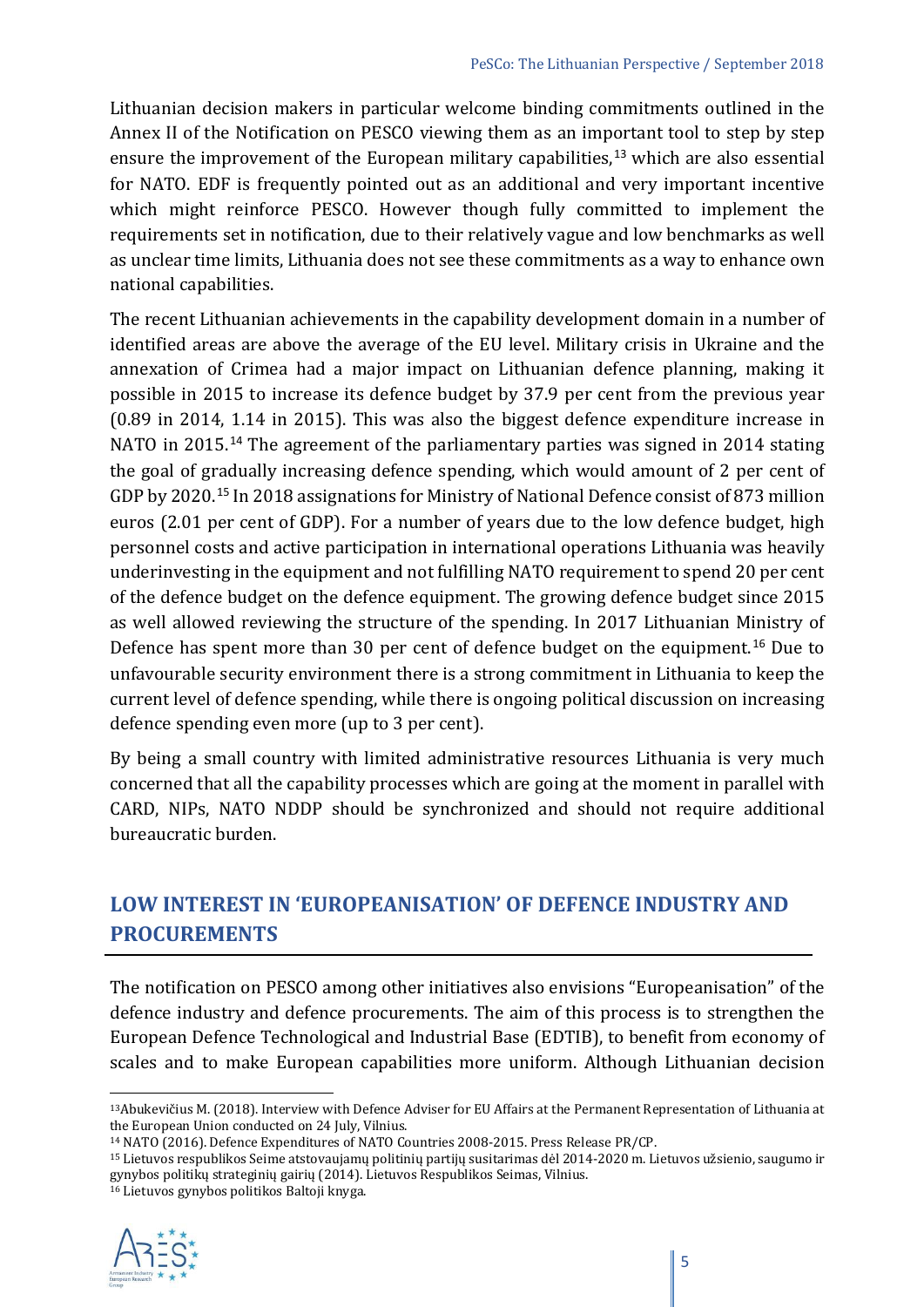Lithuanian decision makers in particular welcome binding commitments outlined in the Annex II of the Notification on PESCO viewing them as an important tool to step by step ensure the improvement of the European military capabilities,[13] which are also essential for NATO. EDF is frequently pointed out as an additional and very important incentive which might reinforce PESCO. However though fully committed to implement the requirements set in notification, due to their relatively vague and low benchmarks as well as unclear time limits, Lithuania does not see these commitments as a way to enhance own national capabilities.

The recent Lithuanian achievements in the capability development domain in a number of identified areas are above the average of the EU level. Military crisis in Ukraine and the annexation of Crimea had a major impact on Lithuanian defence planning, making it possible in 2015 to increase its defence budget by 37.9 per cent from the previous year (0.89 in 2014, 1.14 in 2015). This was also the biggest defence expenditure increase in NATO in 2015.[14] The agreement of the parliamentary parties was signed in 2014 stating the goal of gradually increasing defence spending, which would amount of 2 per cent of GDP by 2020.[15] In 2018 assignations for Ministry of National Defence consist of 873 million euros (2.01 per cent of GDP). For a number of years due to the low defence budget, high personnel costs and active participation in international operations Lithuania was heavily underinvesting in the equipment and not fulfilling NATO requirement to spend 20 per cent of the defence budget on the defence equipment. The growing defence budget since 2015 as well allowed reviewing the structure of the spending. In 2017 Lithuanian Ministry of Defence has spent more than 30 per cent of defence budget on the equipment.[16] Due to unfavourable security environment there is a strong commitment in Lithuania to keep the current level of defence spending, while there is ongoing political discussion on increasing defence spending even more (up to 3 per cent).

By being a small country with limited administrative resources Lithuania is very much concerned that all the capability processes which are going at the moment in parallel with CARD, NIPs, NATO NDDP should be synchronized and should not require additional bureaucratic burden.

## LOW INTEREST IN 'EUROPEANISATION' OF DEFENCE INDUSTRY AND PROCUREMENTS

The notification on PESCO among other initiatives also envisions "Europeanisation" of the defence industry and defence procurements. The aim of this process is to strengthen the European Defence Technological and Industrial Base (EDTIB), to benefit from economy of scales and to make European capabilities more uniform. Although Lithuanian decision

---

[13] Abukevičius M. (2018). Interview with Defence Adviser for EU Affairs at the Permanent Representation of Lithuania at the European Union conducted on 24 July, Vilnius.

[14] NATO (2016). Defence Expenditures of NATO Countries 2008-2015. Press Release PR/CP.

[15] Lietuvos respublikos Seime atstovaujamų politinių partijų susitarimas dėl 2014-2020 m. Lietuvos užsienio, saugumo ir gynybos politikų strateginių gairių (2014). Lietuvos Respublikos Seimas, Vilnius.

[16] Lietuvos gynybos politikos Baltoji knyga.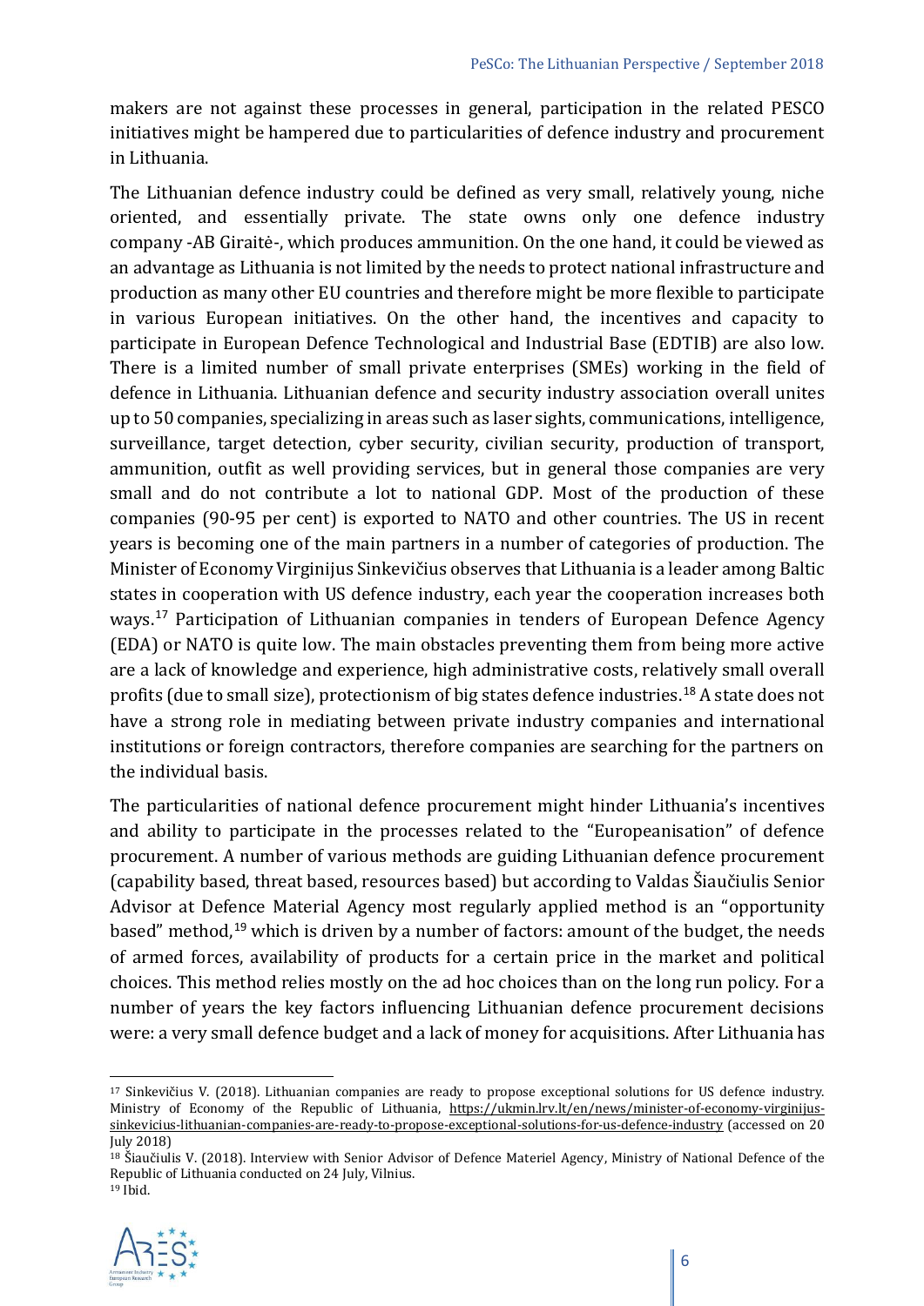makers are not against these processes in general, participation in the related PESCO initiatives might be hampered due to particularities of defence industry and procurement in Lithuania.

The Lithuanian defence industry could be defined as very small, relatively young, niche oriented, and essentially private. The state owns only one defence industry company -AB Giraitė-, which produces ammunition. On the one hand, it could be viewed as an advantage as Lithuania is not limited by the needs to protect national infrastructure and production as many other EU countries and therefore might be more flexible to participate in various European initiatives. On the other hand, the incentives and capacity to participate in European Defence Technological and Industrial Base (EDTIB) are also low. There is a limited number of small private enterprises (SMEs) working in the field of defence in Lithuania. Lithuanian defence and security industry association overall unites up to 50 companies, specializing in areas such as laser sights, communications, intelligence, surveillance, target detection, cyber security, civilian security, production of transport, ammunition, outfit as well providing services, but in general those companies are very small and do not contribute a lot to national GDP. Most of the production of these companies (90-95 per cent) is exported to NATO and other countries. The US in recent years is becoming one of the main partners in a number of categories of production. The Minister of Economy Virginijus Sinkevičius observes that Lithuania is a leader among Baltic states in cooperation with US defence industry, each year the cooperation increases both ways.[17] Participation of Lithuanian companies in tenders of European Defence Agency (EDA) or NATO is quite low. The main obstacles preventing them from being more active are a lack of knowledge and experience, high administrative costs, relatively small overall profits (due to small size), protectionism of big states defence industries.[18] A state does not have a strong role in mediating between private industry companies and international institutions or foreign contractors, therefore companies are searching for the partners on the individual basis.

The particularities of national defence procurement might hinder Lithuania's incentives and ability to participate in the processes related to the "Europeanisation" of defence procurement. A number of various methods are guiding Lithuanian defence procurement (capability based, threat based, resources based) but according to Valdas Šiaučiulis Senior Advisor at Defence Material Agency most regularly applied method is an "opportunity based" method,[19] which is driven by a number of factors: amount of the budget, the needs of armed forces, availability of products for a certain price in the market and political choices. This method relies mostly on the ad hoc choices than on the long run policy. For a number of years the key factors influencing Lithuanian defence procurement decisions were: a very small defence budget and a lack of money for acquisitions. After Lithuania has

---

[17] Sinkevičius V. (2018). Lithuanian companies are ready to propose exceptional solutions for US defence industry. Ministry of Economy of the Republic of Lithuania, https://ukmin.lrv.lt/en/news/minister-of-economy-virginijus-sinkevicius-lithuanian-companies-are-ready-to-propose-exceptional-solutions-for-us-defence-industry (accessed on 20 July 2018)

[18] Šiaučiulis V. (2018). Interview with Senior Advisor of Defence Materiel Agency, Ministry of National Defence of the Republic of Lithuania conducted on 24 July, Vilnius.

[19] Ibid.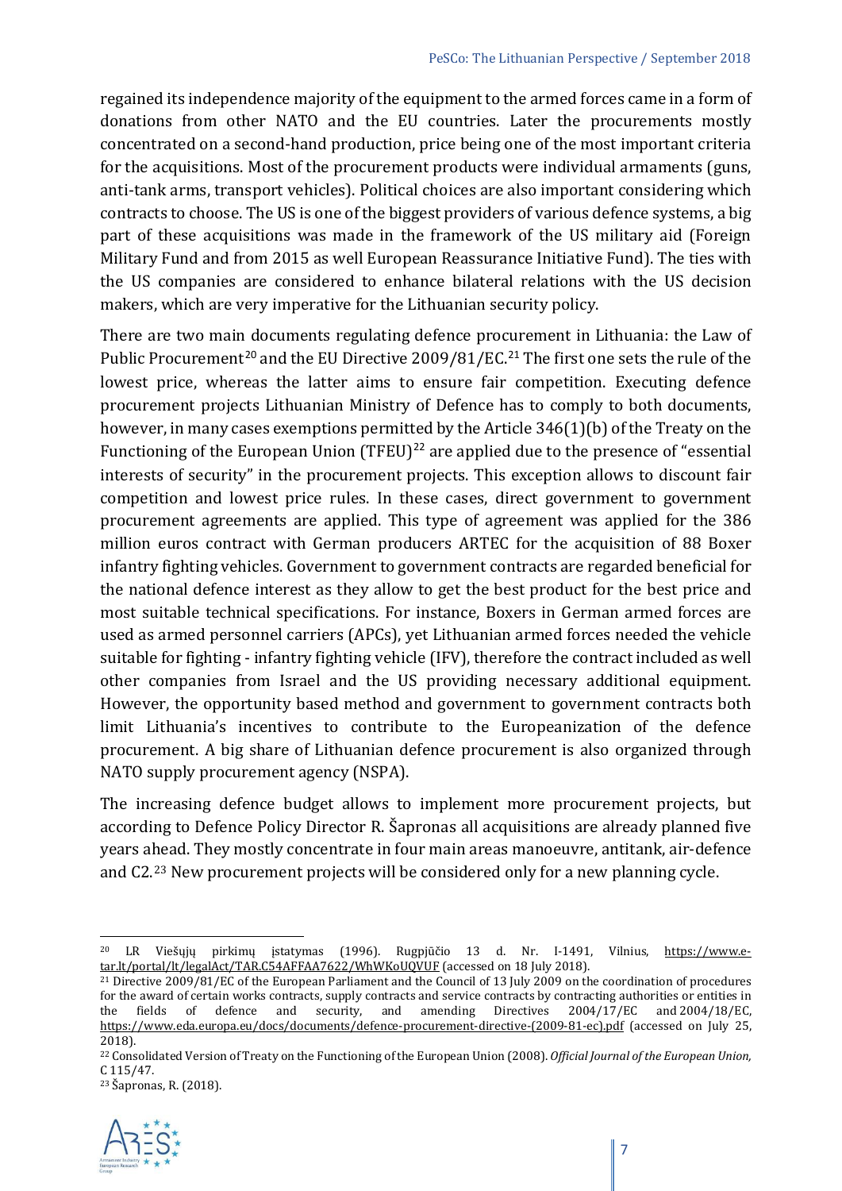regained its independence majority of the equipment to the armed forces came in a form of donations from other NATO and the EU countries. Later the procurements mostly concentrated on a second-hand production, price being one of the most important criteria for the acquisitions. Most of the procurement products were individual armaments (guns, anti-tank arms, transport vehicles). Political choices are also important considering which contracts to choose. The US is one of the biggest providers of various defence systems, a big part of these acquisitions was made in the framework of the US military aid (Foreign Military Fund and from 2015 as well European Reassurance Initiative Fund). The ties with the US companies are considered to enhance bilateral relations with the US decision makers, which are very imperative for the Lithuanian security policy.

There are two main documents regulating defence procurement in Lithuania: the Law of Public Procurement[20] and the EU Directive 2009/81/EC.[21] The first one sets the rule of the lowest price, whereas the latter aims to ensure fair competition. Executing defence procurement projects Lithuanian Ministry of Defence has to comply to both documents, however, in many cases exemptions permitted by the Article 346(1)(b) of the Treaty on the Functioning of the European Union (TFEU)[22] are applied due to the presence of "essential interests of security" in the procurement projects. This exception allows to discount fair competition and lowest price rules. In these cases, direct government to government procurement agreements are applied. This type of agreement was applied for the 386 million euros contract with German producers ARTEC for the acquisition of 88 Boxer infantry fighting vehicles. Government to government contracts are regarded beneficial for the national defence interest as they allow to get the best product for the best price and most suitable technical specifications. For instance, Boxers in German armed forces are used as armed personnel carriers (APCs), yet Lithuanian armed forces needed the vehicle suitable for fighting - infantry fighting vehicle (IFV), therefore the contract included as well other companies from Israel and the US providing necessary additional equipment. However, the opportunity based method and government to government contracts both limit Lithuania's incentives to contribute to the Europeanization of the defence procurement. A big share of Lithuanian defence procurement is also organized through NATO supply procurement agency (NSPA).

The increasing defence budget allows to implement more procurement projects, but according to Defence Policy Director R. Šapronas all acquisitions are already planned five years ahead. They mostly concentrate in four main areas manoeuvre, antitank, air-defence and C2.[23] New procurement projects will be considered only for a new planning cycle.

---

[20] LR Viešųjų pirkimų įstatymas (1996). Rugpjūčio 13 d. Nr. I-1491, Vilnius, https://www.e-tar.lt/portal/lt/legalAct/TAR.C54AFFAA7622/WhWKoUQVUF (accessed on 18 July 2018).

[21] Directive 2009/81/EC of the European Parliament and the Council of 13 July 2009 on the coordination of procedures for the award of certain works contracts, supply contracts and service contracts by contracting authorities or entities in the fields of defence and security, and amending Directives 2004/17/EC and 2004/18/EC, https://www.eda.europa.eu/docs/documents/defence-procurement-directive-(2009-81-ec).pdf (accessed on July 25, 2018).

[22] Consolidated Version of Treaty on the Functioning of the European Union (2008). *Official Journal of the European Union,* C 115/47.

[23] Šapronas, R. (2018).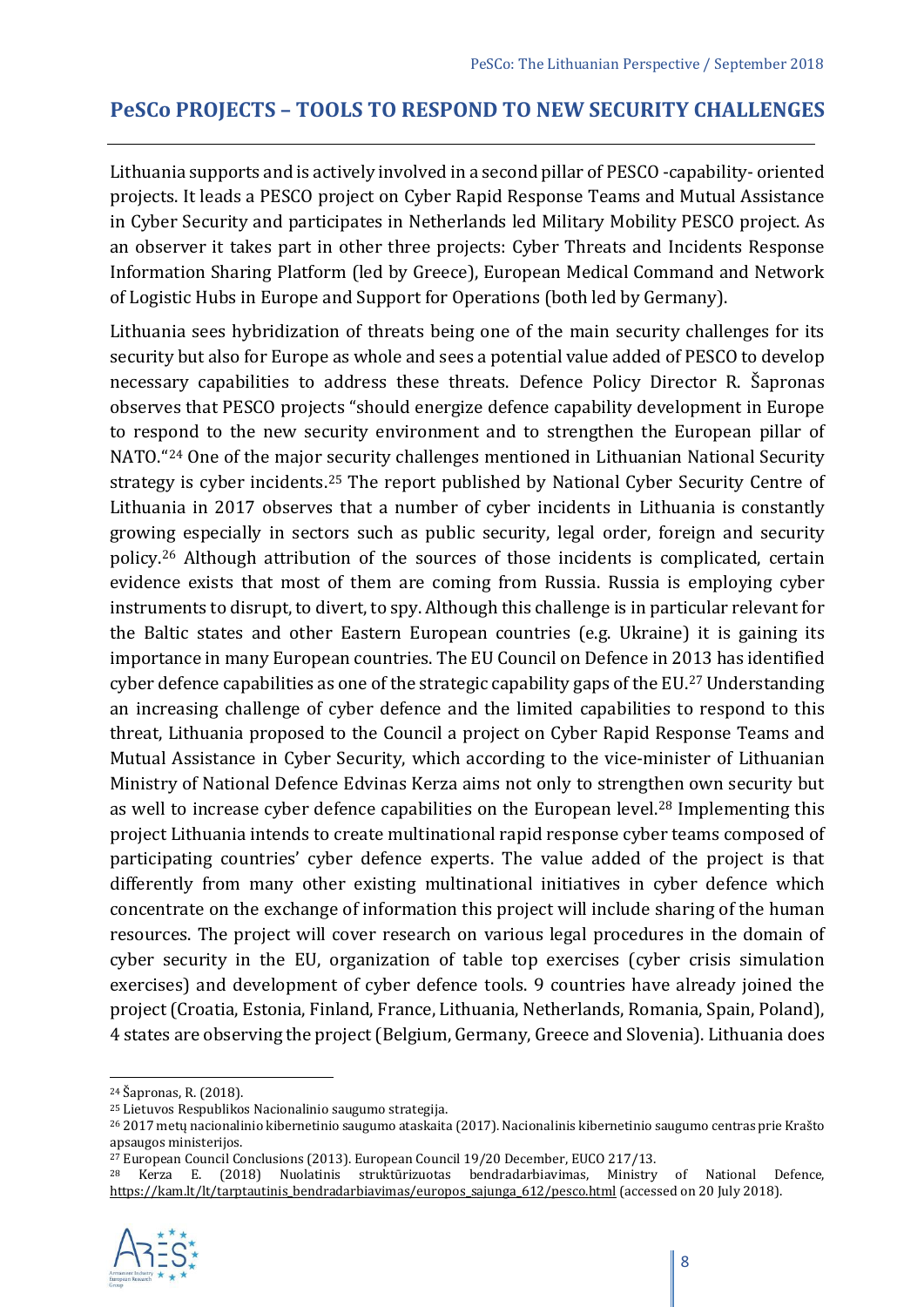## PeSCo PROJECTS – TOOLS TO RESPOND TO NEW SECURITY CHALLENGES

Lithuania supports and is actively involved in a second pillar of PESCO -capability- oriented projects. It leads a PESCO project on Cyber Rapid Response Teams and Mutual Assistance in Cyber Security and participates in Netherlands led Military Mobility PESCO project. As an observer it takes part in other three projects: Cyber Threats and Incidents Response Information Sharing Platform (led by Greece), European Medical Command and Network of Logistic Hubs in Europe and Support for Operations (both led by Germany).

Lithuania sees hybridization of threats being one of the main security challenges for its security but also for Europe as whole and sees a potential value added of PESCO to develop necessary capabilities to address these threats. Defence Policy Director R. Šapronas observes that PESCO projects "should energize defence capability development in Europe to respond to the new security environment and to strengthen the European pillar of NATO."[24] One of the major security challenges mentioned in Lithuanian National Security strategy is cyber incidents.[25] The report published by National Cyber Security Centre of Lithuania in 2017 observes that a number of cyber incidents in Lithuania is constantly growing especially in sectors such as public security, legal order, foreign and security policy.[26] Although attribution of the sources of those incidents is complicated, certain evidence exists that most of them are coming from Russia. Russia is employing cyber instruments to disrupt, to divert, to spy. Although this challenge is in particular relevant for the Baltic states and other Eastern European countries (e.g. Ukraine) it is gaining its importance in many European countries. The EU Council on Defence in 2013 has identified cyber defence capabilities as one of the strategic capability gaps of the EU.[27] Understanding an increasing challenge of cyber defence and the limited capabilities to respond to this threat, Lithuania proposed to the Council a project on Cyber Rapid Response Teams and Mutual Assistance in Cyber Security, which according to the vice-minister of Lithuanian Ministry of National Defence Edvinas Kerza aims not only to strengthen own security but as well to increase cyber defence capabilities on the European level.[28] Implementing this project Lithuania intends to create multinational rapid response cyber teams composed of participating countries' cyber defence experts. The value added of the project is that differently from many other existing multinational initiatives in cyber defence which concentrate on the exchange of information this project will include sharing of the human resources. The project will cover research on various legal procedures in the domain of cyber security in the EU, organization of table top exercises (cyber crisis simulation exercises) and development of cyber defence tools. 9 countries have already joined the project (Croatia, Estonia, Finland, France, Lithuania, Netherlands, Romania, Spain, Poland), 4 states are observing the project (Belgium, Germany, Greece and Slovenia). Lithuania does

---

[24] Šapronas, R. (2018).

[25] Lietuvos Respublikos Nacionalinio saugumo strategija.

[26] 2017 metų nacionalinio kibernetinio saugumo ataskaita (2017). Nacionalinis kibernetinio saugumo centras prie Krašto apsaugos ministerijos.

[27] European Council Conclusions (2013). European Council 19/20 December, EUCO 217/13.

[28] Kerza E. (2018) Nuolatinis struktūrizuotas bendradarbiavimas, Ministry of National Defence, https://kam.lt/lt/tarptautinis_bendradarbiavimas/europos_sajunga_612/pesco.html (accessed on 20 July 2018).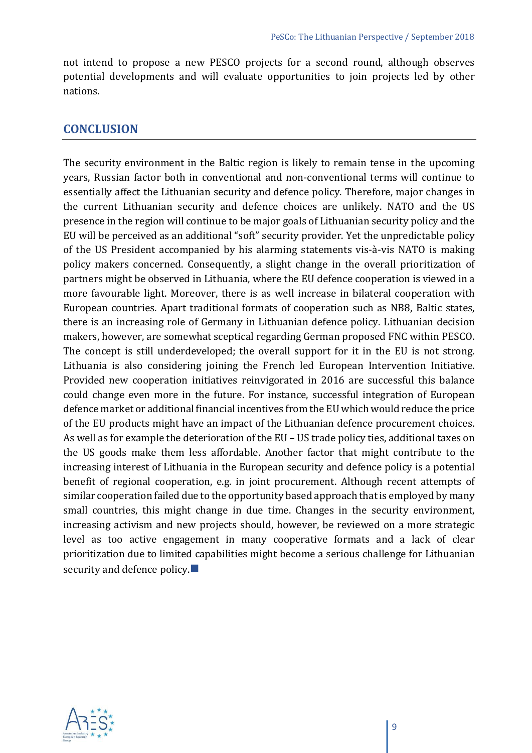not intend to propose a new PESCO projects for a second round, although observes potential developments and will evaluate opportunities to join projects led by other nations.

## CONCLUSION

The security environment in the Baltic region is likely to remain tense in the upcoming years, Russian factor both in conventional and non-conventional terms will continue to essentially affect the Lithuanian security and defence policy. Therefore, major changes in the current Lithuanian security and defence choices are unlikely. NATO and the US presence in the region will continue to be major goals of Lithuanian security policy and the EU will be perceived as an additional "soft" security provider. Yet the unpredictable policy of the US President accompanied by his alarming statements vis-à-vis NATO is making policy makers concerned. Consequently, a slight change in the overall prioritization of partners might be observed in Lithuania, where the EU defence cooperation is viewed in a more favourable light. Moreover, there is as well increase in bilateral cooperation with European countries. Apart traditional formats of cooperation such as NB8, Baltic states, there is an increasing role of Germany in Lithuanian defence policy. Lithuanian decision makers, however, are somewhat sceptical regarding German proposed FNC within PESCO. The concept is still underdeveloped; the overall support for it in the EU is not strong. Lithuania is also considering joining the French led European Intervention Initiative. Provided new cooperation initiatives reinvigorated in 2016 are successful this balance could change even more in the future. For instance, successful integration of European defence market or additional financial incentives from the EU which would reduce the price of the EU products might have an impact of the Lithuanian defence procurement choices. As well as for example the deterioration of the EU – US trade policy ties, additional taxes on the US goods make them less affordable. Another factor that might contribute to the increasing interest of Lithuania in the European security and defence policy is a potential benefit of regional cooperation, e.g. in joint procurement. Although recent attempts of similar cooperation failed due to the opportunity based approach that is employed by many small countries, this might change in due time. Changes in the security environment, increasing activism and new projects should, however, be reviewed on a more strategic level as too active engagement in many cooperative formats and a lack of clear prioritization due to limited capabilities might become a serious challenge for Lithuanian security and defence policy.■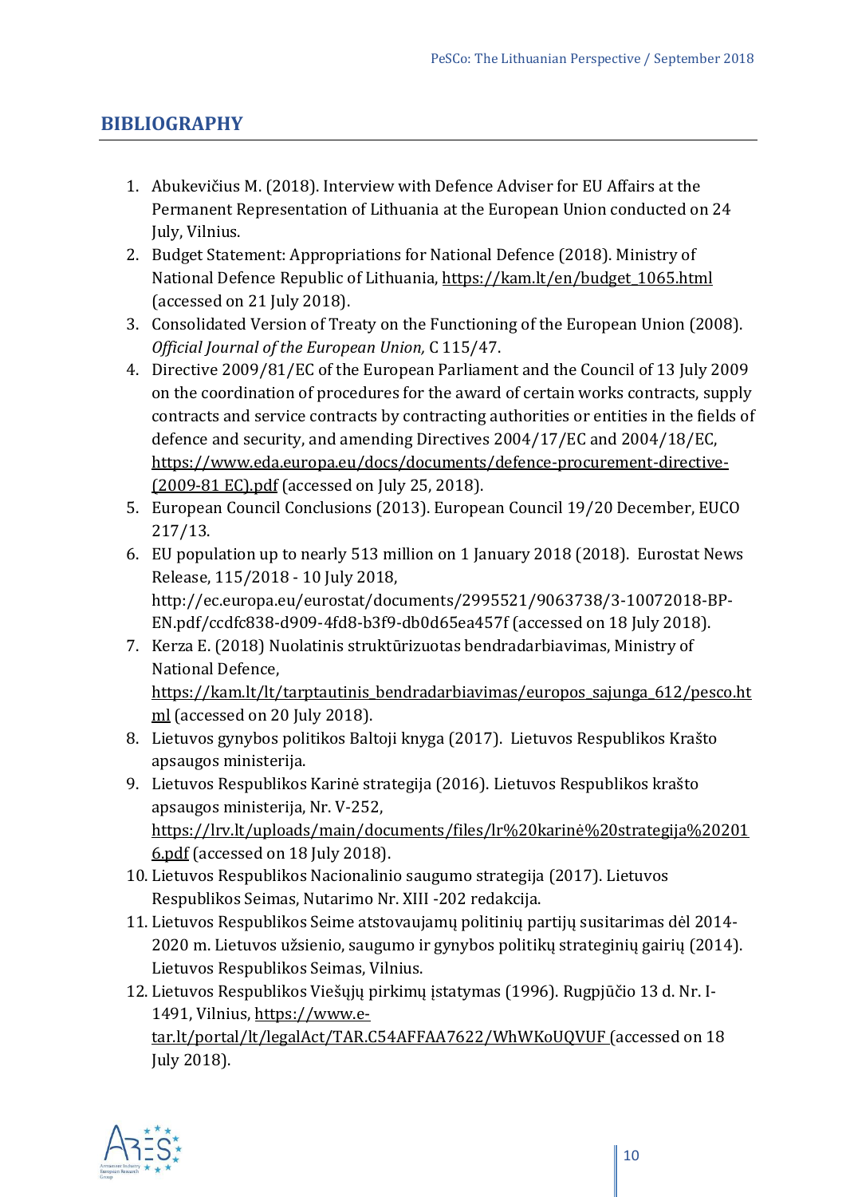## BIBLIOGRAPHY

1. Abukevičius M. (2018). Interview with Defence Adviser for EU Affairs at the Permanent Representation of Lithuania at the European Union conducted on 24 July, Vilnius.
2. Budget Statement: Appropriations for National Defence (2018). Ministry of National Defence Republic of Lithuania, https://kam.lt/en/budget_1065.html (accessed on 21 July 2018).
3. Consolidated Version of Treaty on the Functioning of the European Union (2008). *Official Journal of the European Union,* C 115/47.
4. Directive 2009/81/EC of the European Parliament and the Council of 13 July 2009 on the coordination of procedures for the award of certain works contracts, supply contracts and service contracts by contracting authorities or entities in the fields of defence and security, and amending Directives 2004/17/EC and 2004/18/EC, https://www.eda.europa.eu/docs/documents/defence-procurement-directive-(2009-81 EC).pdf (accessed on July 25, 2018).
5. European Council Conclusions (2013). European Council 19/20 December, EUCO 217/13.
6. EU population up to nearly 513 million on 1 January 2018 (2018). Eurostat News Release, 115/2018 - 10 July 2018, http://ec.europa.eu/eurostat/documents/2995521/9063738/3-10072018-BP-EN.pdf/ccdfc838-d909-4fd8-b3f9-db0d65ea457f (accessed on 18 July 2018).
7. Kerza E. (2018) Nuolatinis struktūrizuotas bendradarbiavimas, Ministry of National Defence, https://kam.lt/lt/tarptautinis_bendradarbiavimas/europos_sajunga_612/pesco.html (accessed on 20 July 2018).
8. Lietuvos gynybos politikos Baltoji knyga (2017). Lietuvos Respublikos Krašto apsaugos ministerija.
9. Lietuvos Respublikos Karinė strategija (2016). Lietuvos Respublikos krašto apsaugos ministerija, Nr. V-252, https://lrv.lt/uploads/main/documents/files/lr%20karinė%20strategija%202016.pdf (accessed on 18 July 2018).
10. Lietuvos Respublikos Nacionalinio saugumo strategija (2017). Lietuvos Respublikos Seimas, Nutarimo Nr. XIII -202 redakcija.
11. Lietuvos Respublikos Seime atstovaujamų politinių partijų susitarimas dėl 2014-2020 m. Lietuvos užsienio, saugumo ir gynybos politikų strateginių gairių (2014). Lietuvos Respublikos Seimas, Vilnius.
12. Lietuvos Respublikos Viešųjų pirkimų įstatymas (1996). Rugpjūčio 13 d. Nr. I-1491, Vilnius, https://www.e-tar.lt/portal/lt/legalAct/TAR.C54AFFAA7622/WhWKoUQVUF (accessed on 18 July 2018).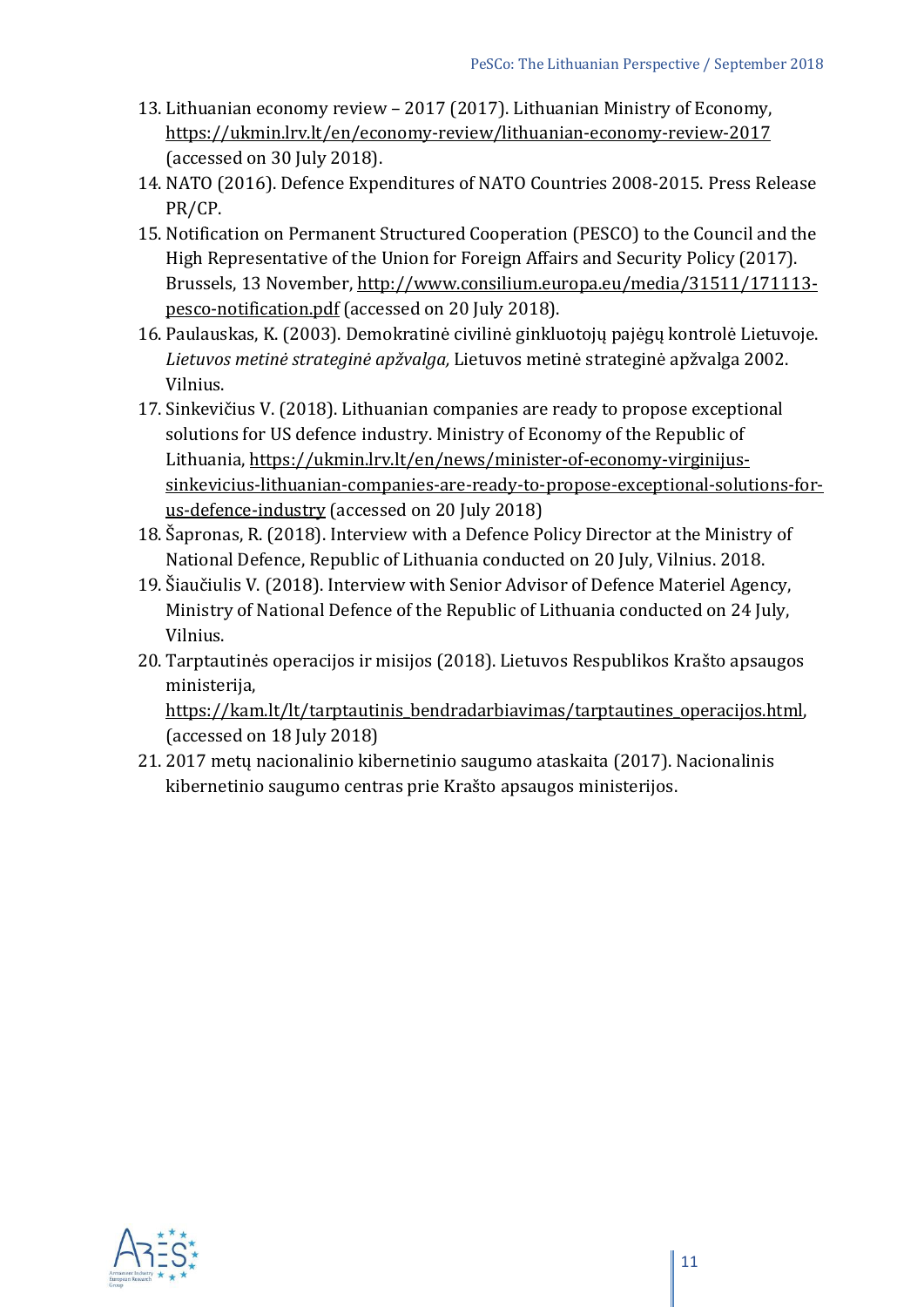13. Lithuanian economy review – 2017 (2017). Lithuanian Ministry of Economy, https://ukmin.lrv.lt/en/economy-review/lithuanian-economy-review-2017 (accessed on 30 July 2018).
14. NATO (2016). Defence Expenditures of NATO Countries 2008-2015. Press Release PR/CP.
15. Notification on Permanent Structured Cooperation (PESCO) to the Council and the High Representative of the Union for Foreign Affairs and Security Policy (2017). Brussels, 13 November, http://www.consilium.europa.eu/media/31511/171113-pesco-notification.pdf (accessed on 20 July 2018).
16. Paulauskas, K. (2003). Demokratinė civilinė ginkluotojų pajėgų kontrolė Lietuvoje. *Lietuvos metinė strateginė apžvalga,* Lietuvos metinė strateginė apžvalga 2002. Vilnius.
17. Sinkevičius V. (2018). Lithuanian companies are ready to propose exceptional solutions for US defence industry. Ministry of Economy of the Republic of Lithuania, https://ukmin.lrv.lt/en/news/minister-of-economy-virginijus-sinkevicius-lithuanian-companies-are-ready-to-propose-exceptional-solutions-for-us-defence-industry (accessed on 20 July 2018)
18. Šapronas, R. (2018). Interview with a Defence Policy Director at the Ministry of National Defence, Republic of Lithuania conducted on 20 July, Vilnius. 2018.
19. Šiaučiulis V. (2018). Interview with Senior Advisor of Defence Materiel Agency, Ministry of National Defence of the Republic of Lithuania conducted on 24 July, Vilnius.
20. Tarptautinės operacijos ir misijos (2018). Lietuvos Respublikos Krašto apsaugos ministerija, https://kam.lt/lt/tarptautinis_bendradarbiavimas/tarptautines_operacijos.html, (accessed on 18 July 2018)
21. 2017 metų nacionalinio kibernetinio saugumo ataskaita (2017). Nacionalinis kibernetinio saugumo centras prie Krašto apsaugos ministerijos.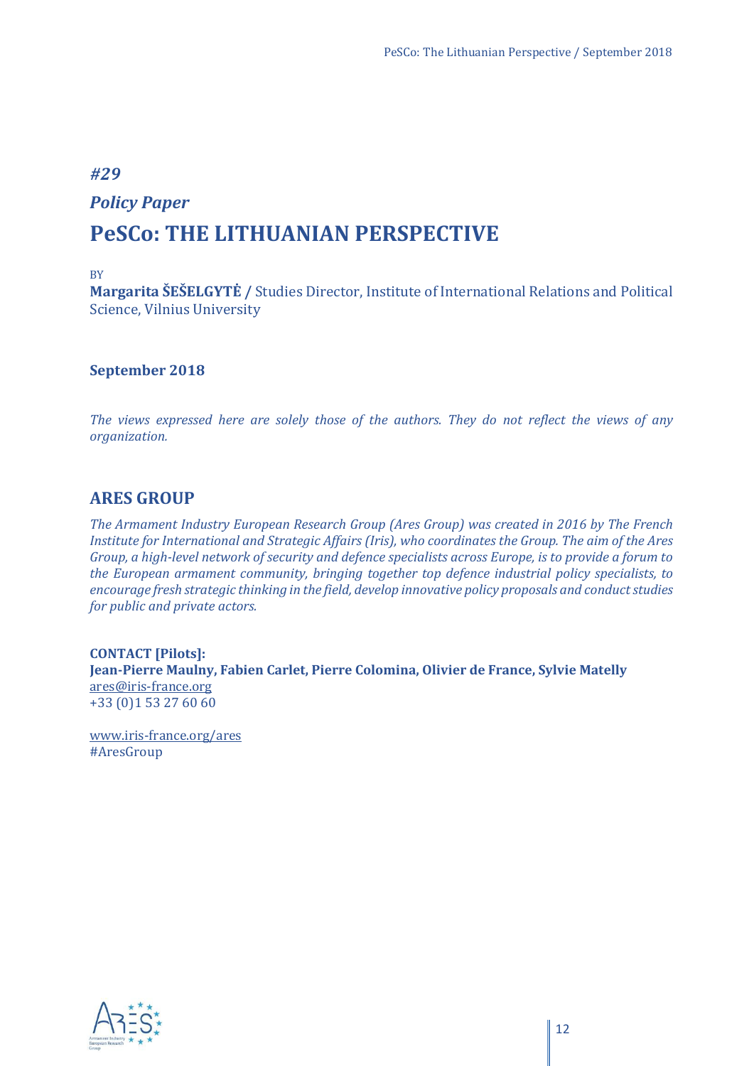*#29*

*Policy Paper*

# PeSCo: THE LITHUANIAN PERSPECTIVE

BY

**Margarita ŠEŠELGYTĖ /** Studies Director, Institute of International Relations and Political Science, Vilnius University

**September 2018**

*The views expressed here are solely those of the authors. They do not reflect the views of any organization.*

## ARES GROUP

*The Armament Industry European Research Group (Ares Group) was created in 2016 by The French Institute for International and Strategic Affairs (Iris), who coordinates the Group. The aim of the Ares Group, a high-level network of security and defence specialists across Europe, is to provide a forum to the European armament community, bringing together top defence industrial policy specialists, to encourage fresh strategic thinking in the field, develop innovative policy proposals and conduct studies for public and private actors.*

**CONTACT [Pilots]:**
**Jean-Pierre Maulny, Fabien Carlet, Pierre Colomina, Olivier de France, Sylvie Matelly**
ares@iris-france.org
+33 (0)1 53 27 60 60

www.iris-france.org/ares
#AresGroup